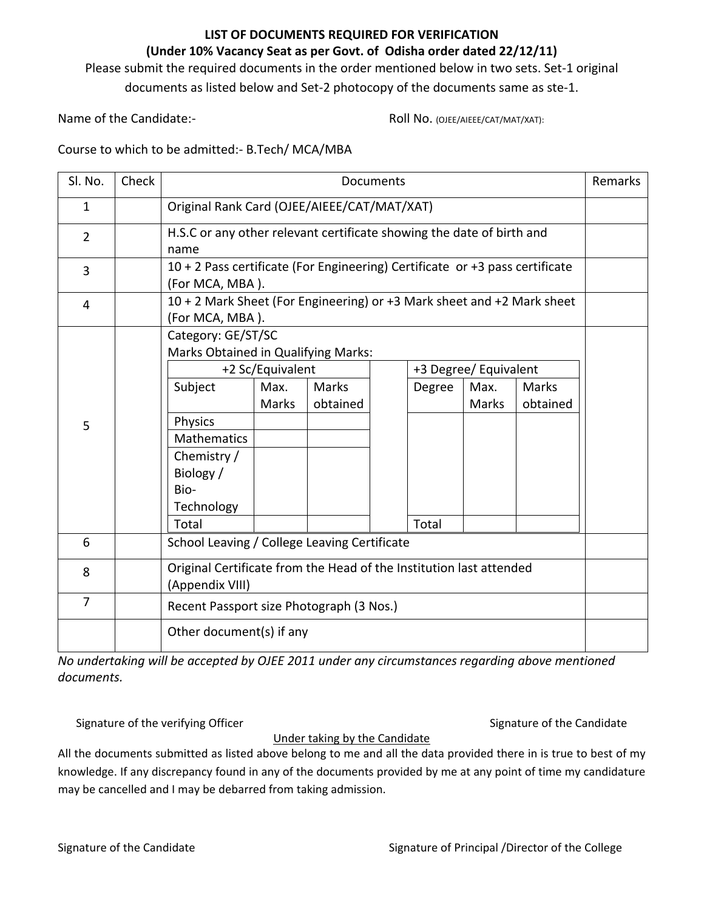# LIST OF DOCUMENTS REQUIRED FOR VERIFICATION

## (Under 10% Vacancy Seat as per Govt. of Odisha order dated 22/12/11)

Please submit the required documents in the order mentioned below in two sets. Set-1 original documents as listed below and Set-2 photocopy of the documents same as ste-1.

Name of the Candidate:- Roll No. (OJEE/AIEEE/CAT/MAT/XAT):

Course to which to be admitted:- B.Tech/ MCA/MBA

| Sl. No. | Check | Documents | | | | | | | Remarks |
|---|---|---|---|---|---|---|---|---|---|
| 1 | | Original Rank Card (OJEE/AIEEE/CAT/MAT/XAT) | | | | | | | |
| 2 | | H.S.C or any other relevant certificate showing the date of birth and name | | | | | | | |
| 3 | | 10 + 2 Pass certificate (For Engineering) Certificate or +3 pass certificate (For MCA, MBA ). | | | | | | | |
| 4 | | 10 + 2 Mark Sheet (For Engineering) or +3 Mark sheet and +2 Mark sheet (For MCA, MBA ). | | | | | | | |
| 5 | | Category: GE/ST/SC<br>Marks Obtained in Qualifying Marks: | | | | | | | |
| | | +2 Sc/Equivalent | | | | +3 Degree/ Equivalent | | | |
| | | Subject | Max. Marks | Marks obtained | | Degree | Max. Marks | Marks obtained | |
| | | Physics | | | | | | | |
| | | Mathematics | | | | | | | |
| | | Chemistry / Biology / Bio-Technology | | | | | | | |
| | | Total | | | | Total | | | |
| 6 | | School Leaving / College Leaving Certificate | | | | | | | |
| 8 | | Original Certificate from the Head of the Institution last attended (Appendix VIII) | | | | | | | |
| 7 | | Recent Passport size Photograph (3 Nos.) | | | | | | | |
| | | Other document(s) if any | | | | | | | |

*No undertaking will be accepted by OJEE 2011 under any circumstances regarding above mentioned documents.*

Signature of the verifying Officer Signature of the Candidate

<u>Under taking by the Candidate</u>

All the documents submitted as listed above belong to me and all the data provided there in is true to best of my knowledge. If any discrepancy found in any of the documents provided by me at any point of time my candidature may be cancelled and I may be debarred from taking admission.

Signature of the Candidate Signature of Principal /Director of the College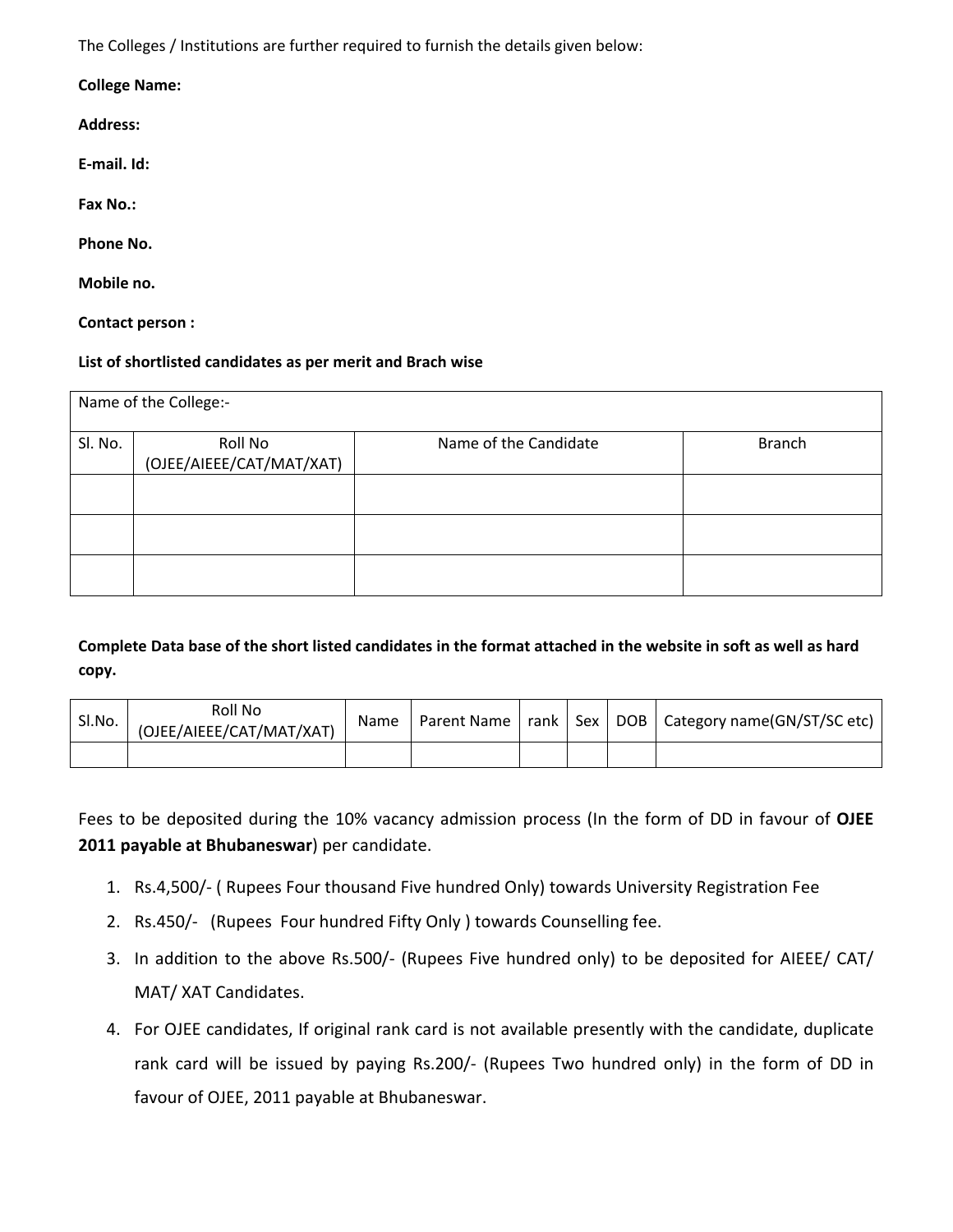The Colleges / Institutions are further required to furnish the details given below:

**College Name:**

**Address:**

**E-mail. Id:**

**Fax No.:**

**Phone No.**

**Mobile no.**

**Contact person :**

**List of shortlisted candidates as per merit and Brach wise**

| Name of the College:- | | | |
|---|---|---|---|
| Sl. No. | Roll No (OJEE/AIEEE/CAT/MAT/XAT) | Name of the Candidate | Branch |
| | | | |
| | | | |
| | | | |

**Complete Data base of the short listed candidates in the format attached in the website in soft as well as hard copy.**

| Sl.No. | Roll No (OJEE/AIEEE/CAT/MAT/XAT) | Name | Parent Name | rank | Sex | DOB | Category name(GN/ST/SC etc) |
|---|---|---|---|---|---|---|---|
| | | | | | | | |

Fees to be deposited during the 10% vacancy admission process (In the form of DD in favour of **OJEE 2011 payable at Bhubaneswar**) per candidate.

1. Rs.4,500/- ( Rupees Four thousand Five hundred Only) towards University Registration Fee
2. Rs.450/- (Rupees Four hundred Fifty Only ) towards Counselling fee.
3. In addition to the above Rs.500/- (Rupees Five hundred only) to be deposited for AIEEE/ CAT/ MAT/ XAT Candidates.
4. For OJEE candidates, If original rank card is not available presently with the candidate, duplicate rank card will be issued by paying Rs.200/- (Rupees Two hundred only) in the form of DD in favour of OJEE, 2011 payable at Bhubaneswar.